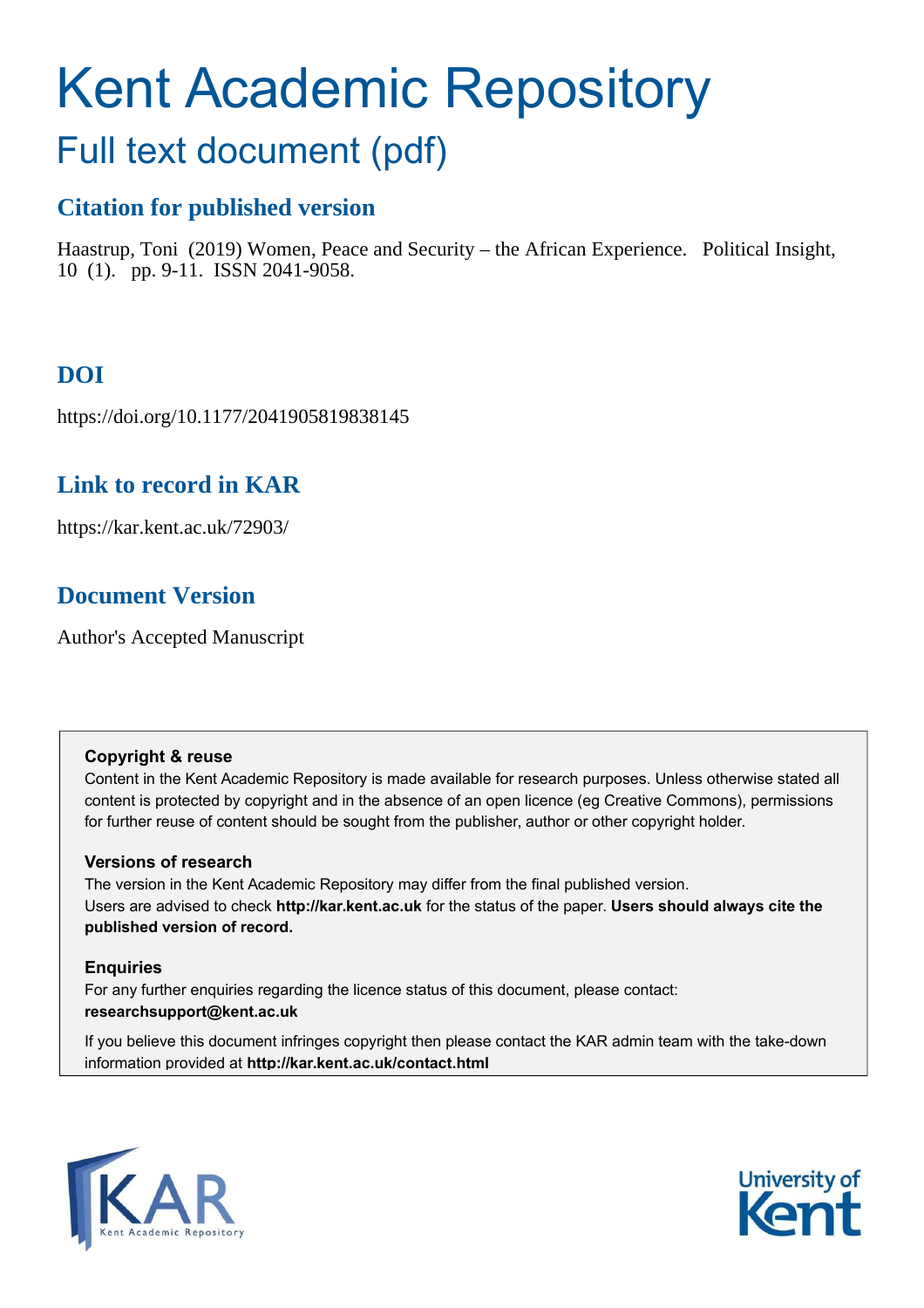# Kent Academic Repository

## Full text document (pdf)

### Citation for published version

Haastrup, Toni (2019) Women, Peace and Security – the African Experience. Political Insight, 10 (1). pp. 9-11. ISSN 2041-9058.

### DOI

https://doi.org/10.1177/2041905819838145

### Link to record in KAR

https://kar.kent.ac.uk/72903/

### Document Version

Author's Accepted Manuscript

**Copyright & reuse**

Content in the Kent Academic Repository is made available for research purposes. Unless otherwise stated all content is protected by copyright and in the absence of an open licence (eg Creative Commons), permissions for further reuse of content should be sought from the publisher, author or other copyright holder.

**Versions of research**

The version in the Kent Academic Repository may differ from the final published version. Users are advised to check **http://kar.kent.ac.uk** for the status of the paper. **Users should always cite the published version of record.**

**Enquiries**

For any further enquiries regarding the licence status of this document, please contact: **researchsupport@kent.ac.uk**

If you believe this document infringes copyright then please contact the KAR admin team with the take-down information provided at **http://kar.kent.ac.uk/contact.html**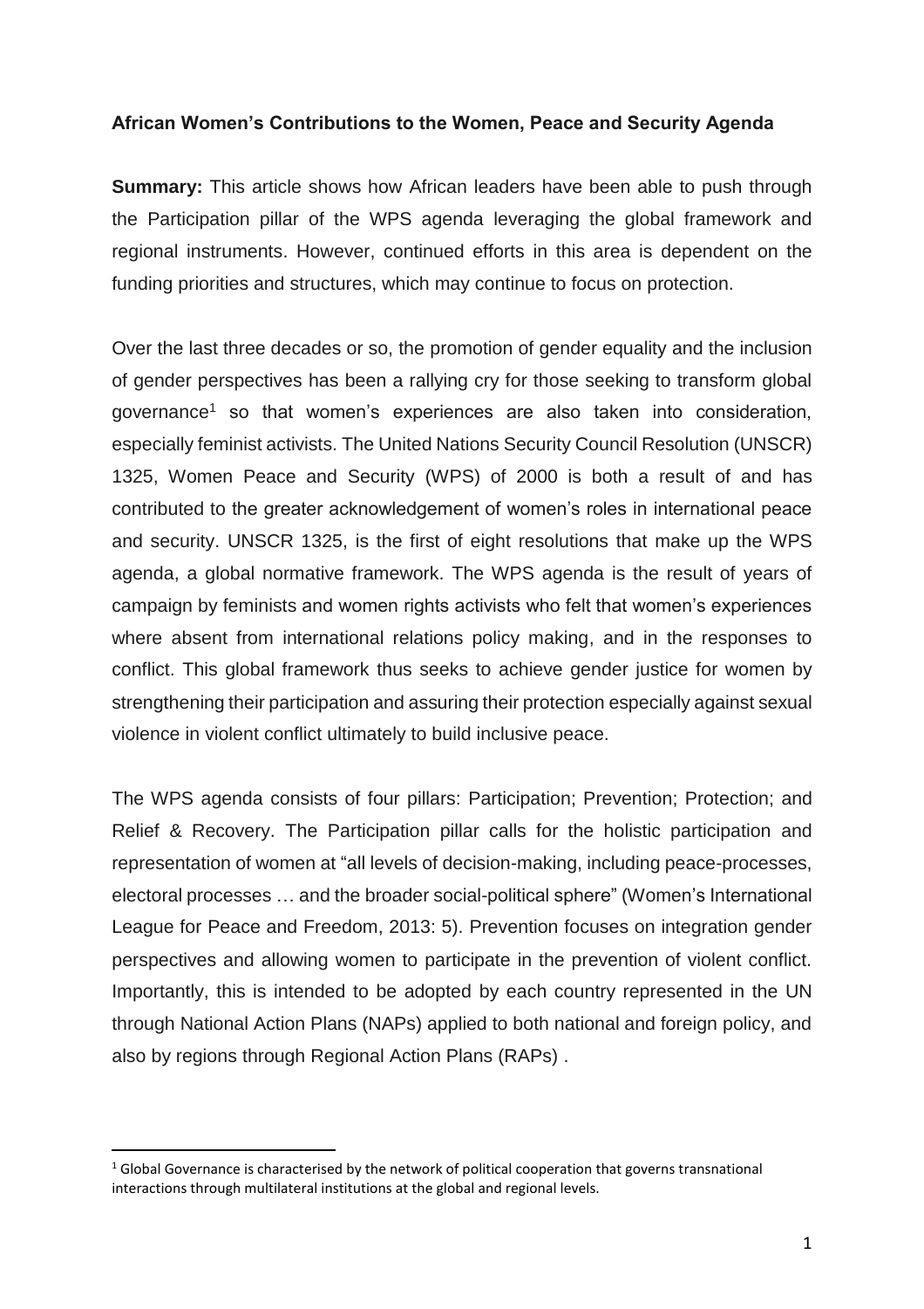**African Women's Contributions to the Women, Peace and Security Agenda**

**Summary:** This article shows how African leaders have been able to push through the Participation pillar of the WPS agenda leveraging the global framework and regional instruments. However, continued efforts in this area is dependent on the funding priorities and structures, which may continue to focus on protection.

Over the last three decades or so, the promotion of gender equality and the inclusion of gender perspectives has been a rallying cry for those seeking to transform global governance[1] so that women's experiences are also taken into consideration, especially feminist activists. The United Nations Security Council Resolution (UNSCR) 1325, Women Peace and Security (WPS) of 2000 is both a result of and has contributed to the greater acknowledgement of women's roles in international peace and security. UNSCR 1325, is the first of eight resolutions that make up the WPS agenda, a global normative framework. The WPS agenda is the result of years of campaign by feminists and women rights activists who felt that women's experiences where absent from international relations policy making, and in the responses to conflict. This global framework thus seeks to achieve gender justice for women by strengthening their participation and assuring their protection especially against sexual violence in violent conflict ultimately to build inclusive peace.

The WPS agenda consists of four pillars: Participation; Prevention; Protection; and Relief & Recovery. The Participation pillar calls for the holistic participation and representation of women at "all levels of decision-making, including peace-processes, electoral processes … and the broader social-political sphere" (Women's International League for Peace and Freedom, 2013: 5). Prevention focuses on integration gender perspectives and allowing women to participate in the prevention of violent conflict. Importantly, this is intended to be adopted by each country represented in the UN through National Action Plans (NAPs) applied to both national and foreign policy, and also by regions through Regional Action Plans (RAPs) .

[1] Global Governance is characterised by the network of political cooperation that governs transnational interactions through multilateral institutions at the global and regional levels.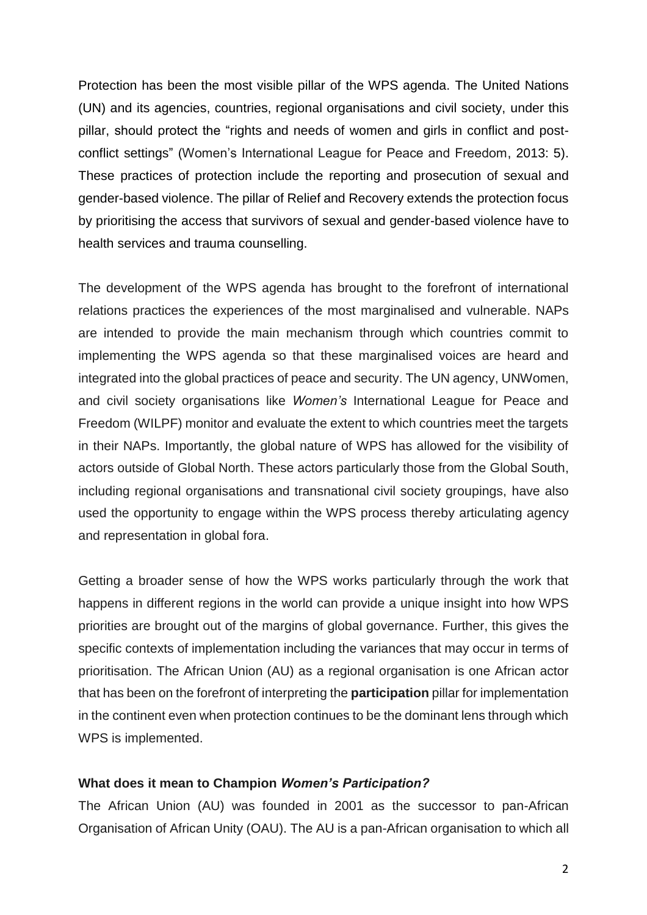Protection has been the most visible pillar of the WPS agenda. The United Nations (UN) and its agencies, countries, regional organisations and civil society, under this pillar, should protect the "rights and needs of women and girls in conflict and post-conflict settings" (Women's International League for Peace and Freedom, 2013: 5). These practices of protection include the reporting and prosecution of sexual and gender-based violence. The pillar of Relief and Recovery extends the protection focus by prioritising the access that survivors of sexual and gender-based violence have to health services and trauma counselling.

The development of the WPS agenda has brought to the forefront of international relations practices the experiences of the most marginalised and vulnerable. NAPs are intended to provide the main mechanism through which countries commit to implementing the WPS agenda so that these marginalised voices are heard and integrated into the global practices of peace and security. The UN agency, UNWomen, and civil society organisations like *Women's* International League for Peace and Freedom (WILPF) monitor and evaluate the extent to which countries meet the targets in their NAPs. Importantly, the global nature of WPS has allowed for the visibility of actors outside of Global North. These actors particularly those from the Global South, including regional organisations and transnational civil society groupings, have also used the opportunity to engage within the WPS process thereby articulating agency and representation in global fora.

Getting a broader sense of how the WPS works particularly through the work that happens in different regions in the world can provide a unique insight into how WPS priorities are brought out of the margins of global governance. Further, this gives the specific contexts of implementation including the variances that may occur in terms of prioritisation. The African Union (AU) as a regional organisation is one African actor that has been on the forefront of interpreting the **participation** pillar for implementation in the continent even when protection continues to be the dominant lens through which WPS is implemented.

### What does it mean to Champion *Women's Participation?*

The African Union (AU) was founded in 2001 as the successor to pan-African Organisation of African Unity (OAU). The AU is a pan-African organisation to which all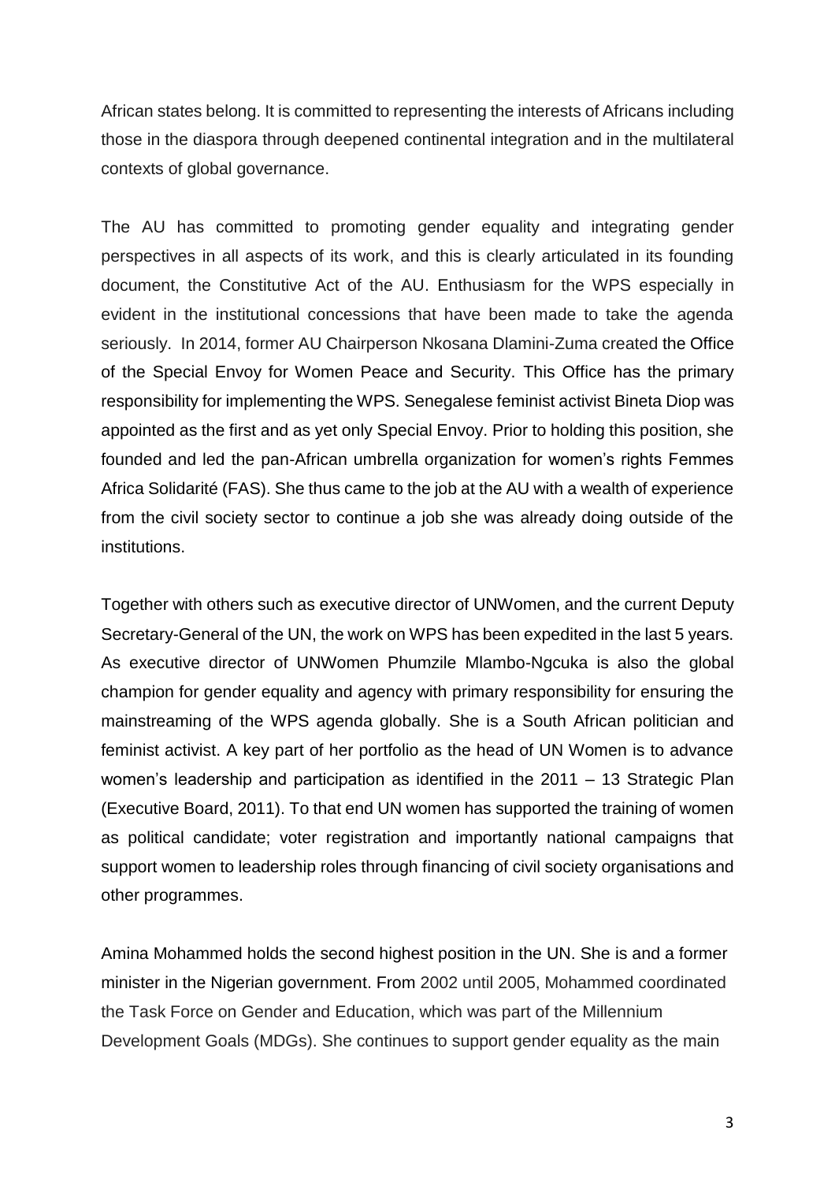African states belong. It is committed to representing the interests of Africans including those in the diaspora through deepened continental integration and in the multilateral contexts of global governance.

The AU has committed to promoting gender equality and integrating gender perspectives in all aspects of its work, and this is clearly articulated in its founding document, the Constitutive Act of the AU. Enthusiasm for the WPS especially in evident in the institutional concessions that have been made to take the agenda seriously. In 2014, former AU Chairperson Nkosana Dlamini-Zuma created the Office of the Special Envoy for Women Peace and Security. This Office has the primary responsibility for implementing the WPS. Senegalese feminist activist Bineta Diop was appointed as the first and as yet only Special Envoy. Prior to holding this position, she founded and led the pan-African umbrella organization for women's rights Femmes Africa Solidarité (FAS). She thus came to the job at the AU with a wealth of experience from the civil society sector to continue a job she was already doing outside of the institutions.

Together with others such as executive director of UNWomen, and the current Deputy Secretary-General of the UN, the work on WPS has been expedited in the last 5 years. As executive director of UNWomen Phumzile Mlambo-Ngcuka is also the global champion for gender equality and agency with primary responsibility for ensuring the mainstreaming of the WPS agenda globally. She is a South African politician and feminist activist. A key part of her portfolio as the head of UN Women is to advance women's leadership and participation as identified in the 2011 – 13 Strategic Plan (Executive Board, 2011). To that end UN women has supported the training of women as political candidate; voter registration and importantly national campaigns that support women to leadership roles through financing of civil society organisations and other programmes.

Amina Mohammed holds the second highest position in the UN. She is and a former minister in the Nigerian government. From 2002 until 2005, Mohammed coordinated the Task Force on Gender and Education, which was part of the Millennium Development Goals (MDGs). She continues to support gender equality as the main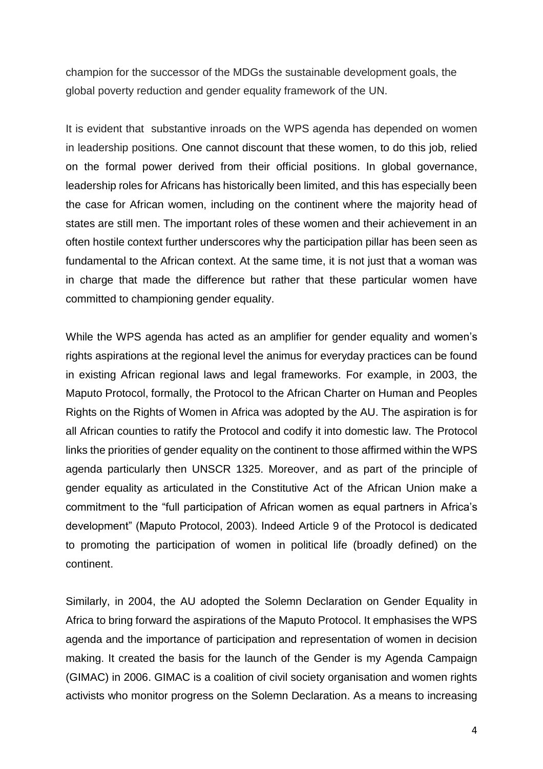champion for the successor of the MDGs the sustainable development goals, the global poverty reduction and gender equality framework of the UN.

It is evident that substantive inroads on the WPS agenda has depended on women in leadership positions. One cannot discount that these women, to do this job, relied on the formal power derived from their official positions. In global governance, leadership roles for Africans has historically been limited, and this has especially been the case for African women, including on the continent where the majority head of states are still men. The important roles of these women and their achievement in an often hostile context further underscores why the participation pillar has been seen as fundamental to the African context. At the same time, it is not just that a woman was in charge that made the difference but rather that these particular women have committed to championing gender equality.

While the WPS agenda has acted as an amplifier for gender equality and women's rights aspirations at the regional level the animus for everyday practices can be found in existing African regional laws and legal frameworks. For example, in 2003, the Maputo Protocol, formally, the Protocol to the African Charter on Human and Peoples Rights on the Rights of Women in Africa was adopted by the AU. The aspiration is for all African counties to ratify the Protocol and codify it into domestic law. The Protocol links the priorities of gender equality on the continent to those affirmed within the WPS agenda particularly then UNSCR 1325. Moreover, and as part of the principle of gender equality as articulated in the Constitutive Act of the African Union make a commitment to the "full participation of African women as equal partners in Africa's development" (Maputo Protocol, 2003). Indeed Article 9 of the Protocol is dedicated to promoting the participation of women in political life (broadly defined) on the continent.

Similarly, in 2004, the AU adopted the Solemn Declaration on Gender Equality in Africa to bring forward the aspirations of the Maputo Protocol. It emphasises the WPS agenda and the importance of participation and representation of women in decision making. It created the basis for the launch of the Gender is my Agenda Campaign (GIMAC) in 2006. GIMAC is a coalition of civil society organisation and women rights activists who monitor progress on the Solemn Declaration. As a means to increasing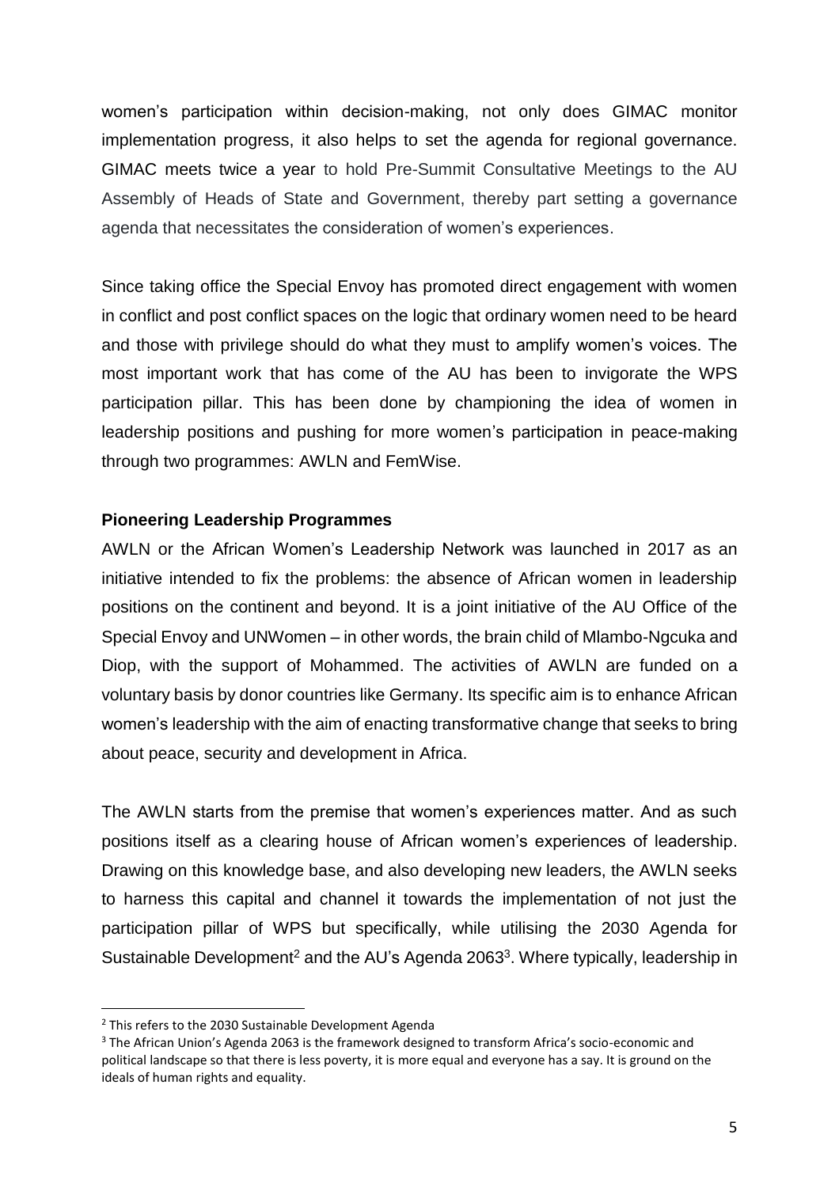women's participation within decision-making, not only does GIMAC monitor implementation progress, it also helps to set the agenda for regional governance. GIMAC meets twice a year to hold Pre-Summit Consultative Meetings to the AU Assembly of Heads of State and Government, thereby part setting a governance agenda that necessitates the consideration of women's experiences.

Since taking office the Special Envoy has promoted direct engagement with women in conflict and post conflict spaces on the logic that ordinary women need to be heard and those with privilege should do what they must to amplify women's voices. The most important work that has come of the AU has been to invigorate the WPS participation pillar. This has been done by championing the idea of women in leadership positions and pushing for more women's participation in peace-making through two programmes: AWLN and FemWise.

**Pioneering Leadership Programmes**

AWLN or the African Women's Leadership Network was launched in 2017 as an initiative intended to fix the problems: the absence of African women in leadership positions on the continent and beyond. It is a joint initiative of the AU Office of the Special Envoy and UNWomen – in other words, the brain child of Mlambo-Ngcuka and Diop, with the support of Mohammed. The activities of AWLN are funded on a voluntary basis by donor countries like Germany. Its specific aim is to enhance African women's leadership with the aim of enacting transformative change that seeks to bring about peace, security and development in Africa.

The AWLN starts from the premise that women's experiences matter. And as such positions itself as a clearing house of African women's experiences of leadership. Drawing on this knowledge base, and also developing new leaders, the AWLN seeks to harness this capital and channel it towards the implementation of not just the participation pillar of WPS but specifically, while utilising the 2030 Agenda for Sustainable Development[2] and the AU's Agenda 2063[3]. Where typically, leadership in

[2] This refers to the 2030 Sustainable Development Agenda

[3] The African Union's Agenda 2063 is the framework designed to transform Africa's socio-economic and political landscape so that there is less poverty, it is more equal and everyone has a say. It is ground on the ideals of human rights and equality.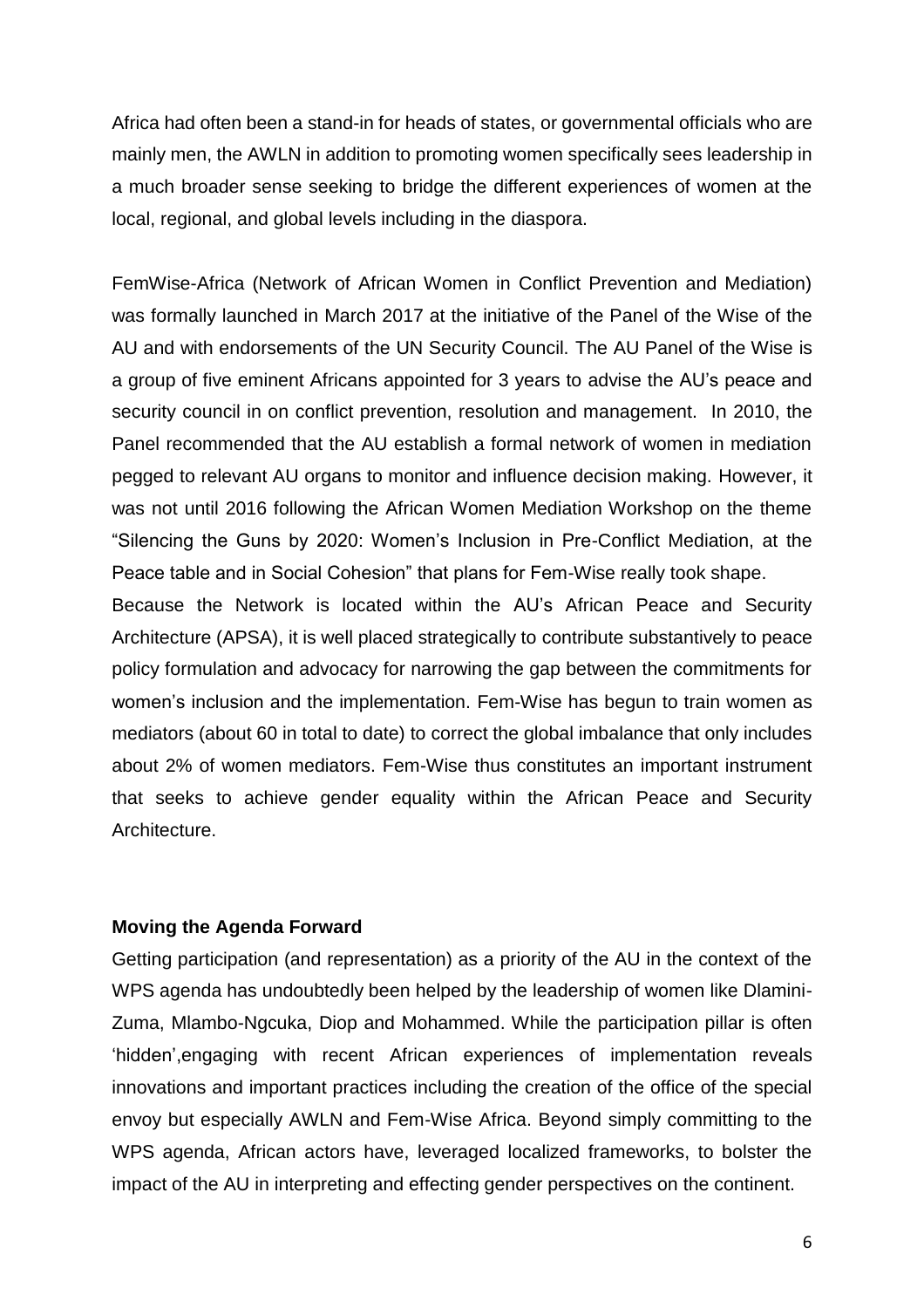Africa had often been a stand-in for heads of states, or governmental officials who are mainly men, the AWLN in addition to promoting women specifically sees leadership in a much broader sense seeking to bridge the different experiences of women at the local, regional, and global levels including in the diaspora.

FemWise-Africa (Network of African Women in Conflict Prevention and Mediation) was formally launched in March 2017 at the initiative of the Panel of the Wise of the AU and with endorsements of the UN Security Council. The AU Panel of the Wise is a group of five eminent Africans appointed for 3 years to advise the AU's peace and security council in on conflict prevention, resolution and management. In 2010, the Panel recommended that the AU establish a formal network of women in mediation pegged to relevant AU organs to monitor and influence decision making. However, it was not until 2016 following the African Women Mediation Workshop on the theme "Silencing the Guns by 2020: Women's Inclusion in Pre-Conflict Mediation, at the Peace table and in Social Cohesion" that plans for Fem-Wise really took shape.

Because the Network is located within the AU's African Peace and Security Architecture (APSA), it is well placed strategically to contribute substantively to peace policy formulation and advocacy for narrowing the gap between the commitments for women's inclusion and the implementation. Fem-Wise has begun to train women as mediators (about 60 in total to date) to correct the global imbalance that only includes about 2% of women mediators. Fem-Wise thus constitutes an important instrument that seeks to achieve gender equality within the African Peace and Security Architecture.

**Moving the Agenda Forward**

Getting participation (and representation) as a priority of the AU in the context of the WPS agenda has undoubtedly been helped by the leadership of women like Dlamini-Zuma, Mlambo-Ngcuka, Diop and Mohammed. While the participation pillar is often 'hidden',engaging with recent African experiences of implementation reveals innovations and important practices including the creation of the office of the special envoy but especially AWLN and Fem-Wise Africa. Beyond simply committing to the WPS agenda, African actors have, leveraged localized frameworks, to bolster the impact of the AU in interpreting and effecting gender perspectives on the continent.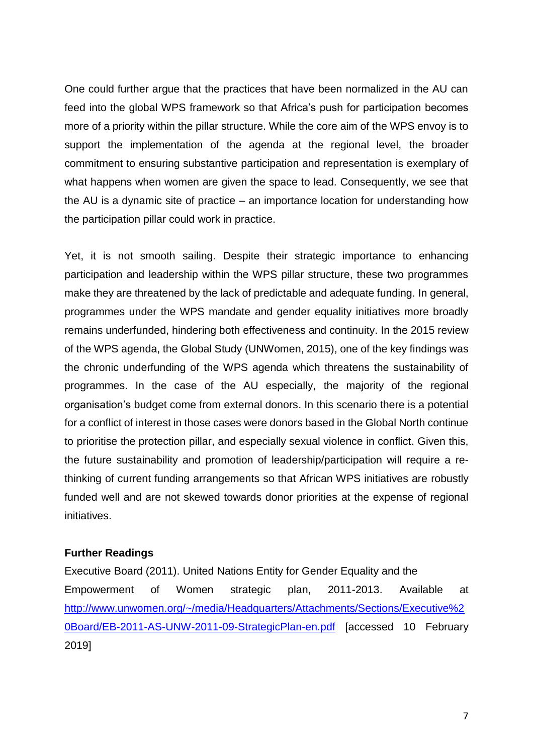One could further argue that the practices that have been normalized in the AU can feed into the global WPS framework so that Africa's push for participation becomes more of a priority within the pillar structure. While the core aim of the WPS envoy is to support the implementation of the agenda at the regional level, the broader commitment to ensuring substantive participation and representation is exemplary of what happens when women are given the space to lead. Consequently, we see that the AU is a dynamic site of practice – an importance location for understanding how the participation pillar could work in practice.

Yet, it is not smooth sailing. Despite their strategic importance to enhancing participation and leadership within the WPS pillar structure, these two programmes make they are threatened by the lack of predictable and adequate funding. In general, programmes under the WPS mandate and gender equality initiatives more broadly remains underfunded, hindering both effectiveness and continuity. In the 2015 review of the WPS agenda, the Global Study (UNWomen, 2015), one of the key findings was the chronic underfunding of the WPS agenda which threatens the sustainability of programmes. In the case of the AU especially, the majority of the regional organisation's budget come from external donors. In this scenario there is a potential for a conflict of interest in those cases were donors based in the Global North continue to prioritise the protection pillar, and especially sexual violence in conflict. Given this, the future sustainability and promotion of leadership/participation will require a re-thinking of current funding arrangements so that African WPS initiatives are robustly funded well and are not skewed towards donor priorities at the expense of regional initiatives.

**Further Readings**

Executive Board (2011). United Nations Entity for Gender Equality and the Empowerment of Women strategic plan, 2011-2013. Available at http://www.unwomen.org/~/media/Headquarters/Attachments/Sections/Executive%20Board/EB-2011-AS-UNW-2011-09-StrategicPlan-en.pdf [accessed 10 February 2019]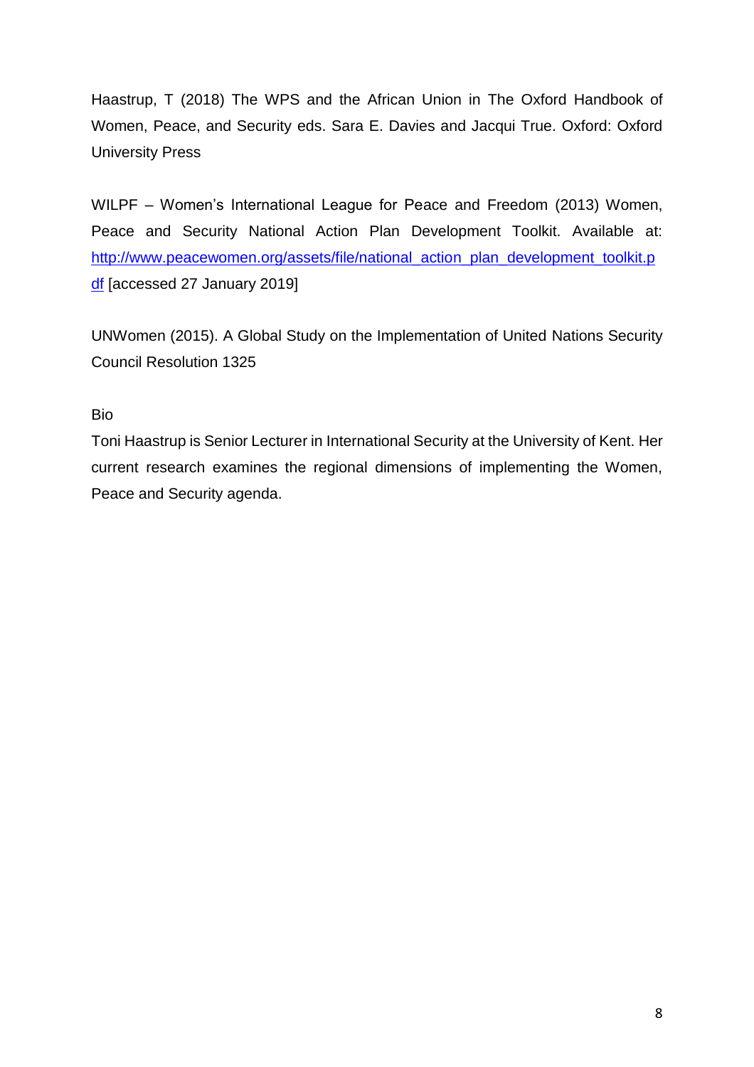Haastrup, T (2018) The WPS and the African Union in The Oxford Handbook of Women, Peace, and Security eds. Sara E. Davies and Jacqui True. Oxford: Oxford University Press

WILPF – Women's International League for Peace and Freedom (2013) Women, Peace and Security National Action Plan Development Toolkit. Available at: [http://www.peacewomen.org/assets/file/national_action_plan_development_toolkit.pdf](http://www.peacewomen.org/assets/file/national_action_plan_development_toolkit.pdf) [accessed 27 January 2019]

UNWomen (2015). A Global Study on the Implementation of United Nations Security Council Resolution 1325

Bio

Toni Haastrup is Senior Lecturer in International Security at the University of Kent. Her current research examines the regional dimensions of implementing the Women, Peace and Security agenda.